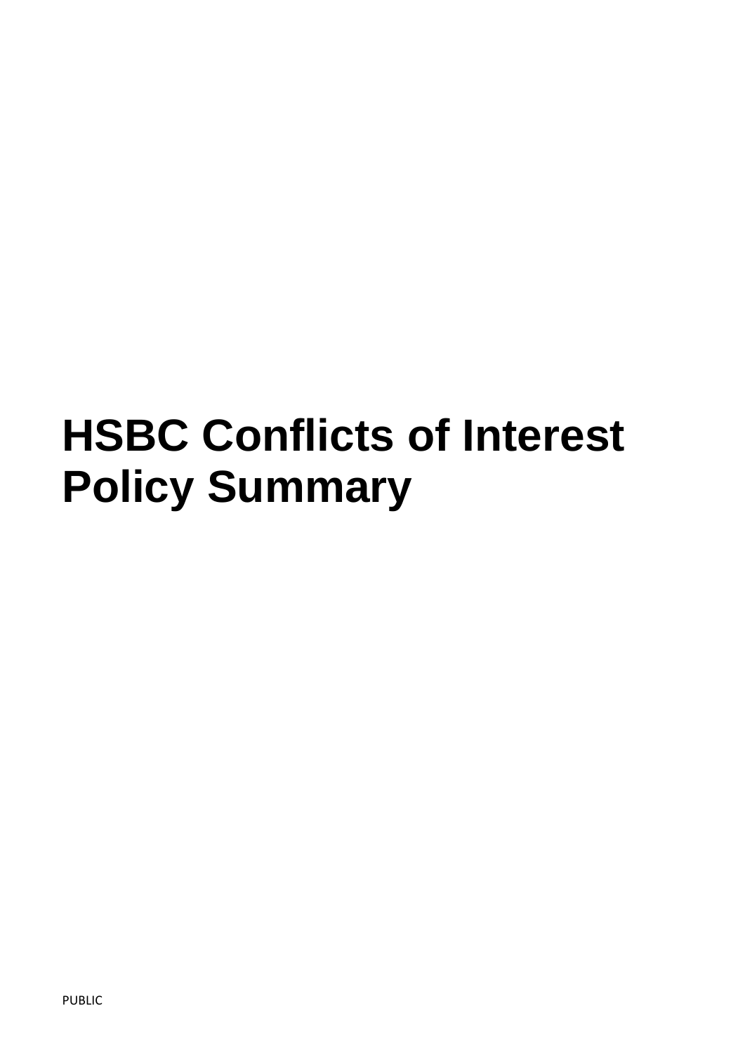# HSBC Conflicts of Interest Policy Summary

PUBLIC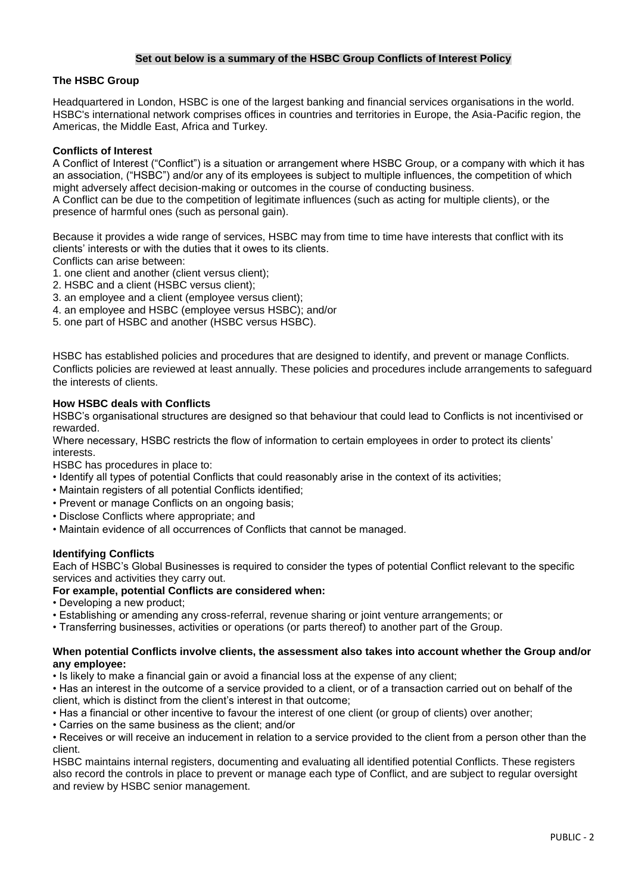**Set out below is a summary of the HSBC Group Conflicts of Interest Policy**

### The HSBC Group

Headquartered in London, HSBC is one of the largest banking and financial services organisations in the world. HSBC's international network comprises offices in countries and territories in Europe, the Asia-Pacific region, the Americas, the Middle East, Africa and Turkey.

### Conflicts of Interest

A Conflict of Interest ("Conflict") is a situation or arrangement where HSBC Group, or a company with which it has an association, ("HSBC") and/or any of its employees is subject to multiple influences, the competition of which might adversely affect decision-making or outcomes in the course of conducting business.
A Conflict can be due to the competition of legitimate influences (such as acting for multiple clients), or the presence of harmful ones (such as personal gain).

Because it provides a wide range of services, HSBC may from time to time have interests that conflict with its clients' interests or with the duties that it owes to its clients.
Conflicts can arise between:

1. one client and another (client versus client);
2. HSBC and a client (HSBC versus client);
3. an employee and a client (employee versus client);
4. an employee and HSBC (employee versus HSBC); and/or
5. one part of HSBC and another (HSBC versus HSBC).

HSBC has established policies and procedures that are designed to identify, and prevent or manage Conflicts. Conflicts policies are reviewed at least annually. These policies and procedures include arrangements to safeguard the interests of clients.

### How HSBC deals with Conflicts

HSBC's organisational structures are designed so that behaviour that could lead to Conflicts is not incentivised or rewarded.
Where necessary, HSBC restricts the flow of information to certain employees in order to protect its clients' interests.
HSBC has procedures in place to:

- Identify all types of potential Conflicts that could reasonably arise in the context of its activities;
- Maintain registers of all potential Conflicts identified;
- Prevent or manage Conflicts on an ongoing basis;
- Disclose Conflicts where appropriate; and
- Maintain evidence of all occurrences of Conflicts that cannot be managed.

### Identifying Conflicts

Each of HSBC's Global Businesses is required to consider the types of potential Conflict relevant to the specific services and activities they carry out.

**For example, potential Conflicts are considered when:**

- Developing a new product;
- Establishing or amending any cross-referral, revenue sharing or joint venture arrangements; or
- Transferring businesses, activities or operations (or parts thereof) to another part of the Group.

**When potential Conflicts involve clients, the assessment also takes into account whether the Group and/or any employee:**

- Is likely to make a financial gain or avoid a financial loss at the expense of any client;
- Has an interest in the outcome of a service provided to a client, or of a transaction carried out on behalf of the client, which is distinct from the client's interest in that outcome;
- Has a financial or other incentive to favour the interest of one client (or group of clients) over another;
- Carries on the same business as the client; and/or
- Receives or will receive an inducement in relation to a service provided to the client from a person other than the client.

HSBC maintains internal registers, documenting and evaluating all identified potential Conflicts. These registers also record the controls in place to prevent or manage each type of Conflict, and are subject to regular oversight and review by HSBC senior management.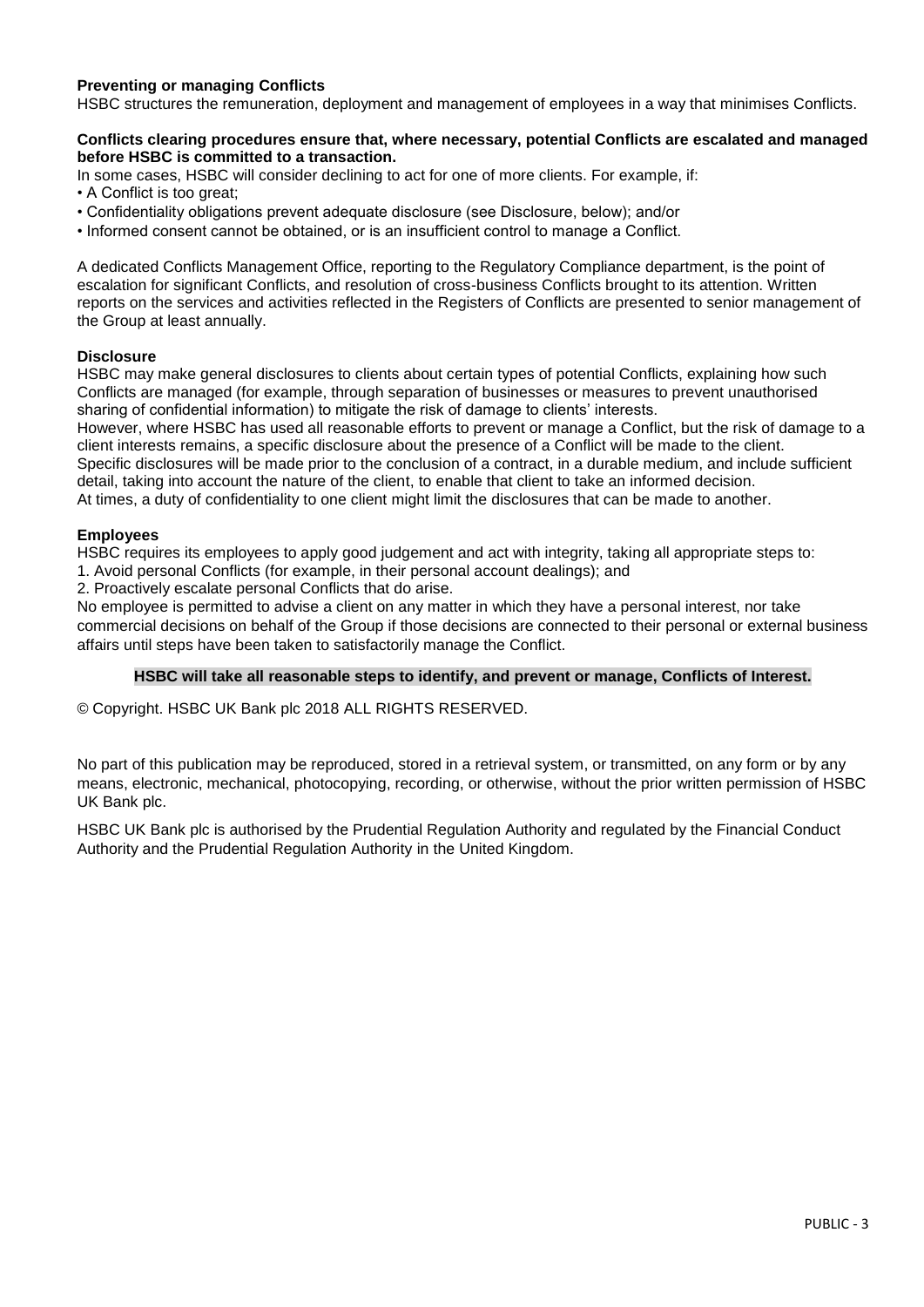**Preventing or managing Conflicts**

HSBC structures the remuneration, deployment and management of employees in a way that minimises Conflicts.

**Conflicts clearing procedures ensure that, where necessary, potential Conflicts are escalated and managed before HSBC is committed to a transaction.**

In some cases, HSBC will consider declining to act for one of more clients. For example, if:

- A Conflict is too great;
- Confidentiality obligations prevent adequate disclosure (see Disclosure, below); and/or
- Informed consent cannot be obtained, or is an insufficient control to manage a Conflict.

A dedicated Conflicts Management Office, reporting to the Regulatory Compliance department, is the point of escalation for significant Conflicts, and resolution of cross-business Conflicts brought to its attention. Written reports on the services and activities reflected in the Registers of Conflicts are presented to senior management of the Group at least annually.

**Disclosure**

HSBC may make general disclosures to clients about certain types of potential Conflicts, explaining how such Conflicts are managed (for example, through separation of businesses or measures to prevent unauthorised sharing of confidential information) to mitigate the risk of damage to clients' interests.

However, where HSBC has used all reasonable efforts to prevent or manage a Conflict, but the risk of damage to a client interests remains, a specific disclosure about the presence of a Conflict will be made to the client.

Specific disclosures will be made prior to the conclusion of a contract, in a durable medium, and include sufficient detail, taking into account the nature of the client, to enable that client to take an informed decision.

At times, a duty of confidentiality to one client might limit the disclosures that can be made to another.

**Employees**

HSBC requires its employees to apply good judgement and act with integrity, taking all appropriate steps to:

1. Avoid personal Conflicts (for example, in their personal account dealings); and
2. Proactively escalate personal Conflicts that do arise.

No employee is permitted to advise a client on any matter in which they have a personal interest, nor take commercial decisions on behalf of the Group if those decisions are connected to their personal or external business affairs until steps have been taken to satisfactorily manage the Conflict.

**HSBC will take all reasonable steps to identify, and prevent or manage, Conflicts of Interest.**

© Copyright. HSBC UK Bank plc 2018 ALL RIGHTS RESERVED.

No part of this publication may be reproduced, stored in a retrieval system, or transmitted, on any form or by any means, electronic, mechanical, photocopying, recording, or otherwise, without the prior written permission of HSBC UK Bank plc.

HSBC UK Bank plc is authorised by the Prudential Regulation Authority and regulated by the Financial Conduct Authority and the Prudential Regulation Authority in the United Kingdom.